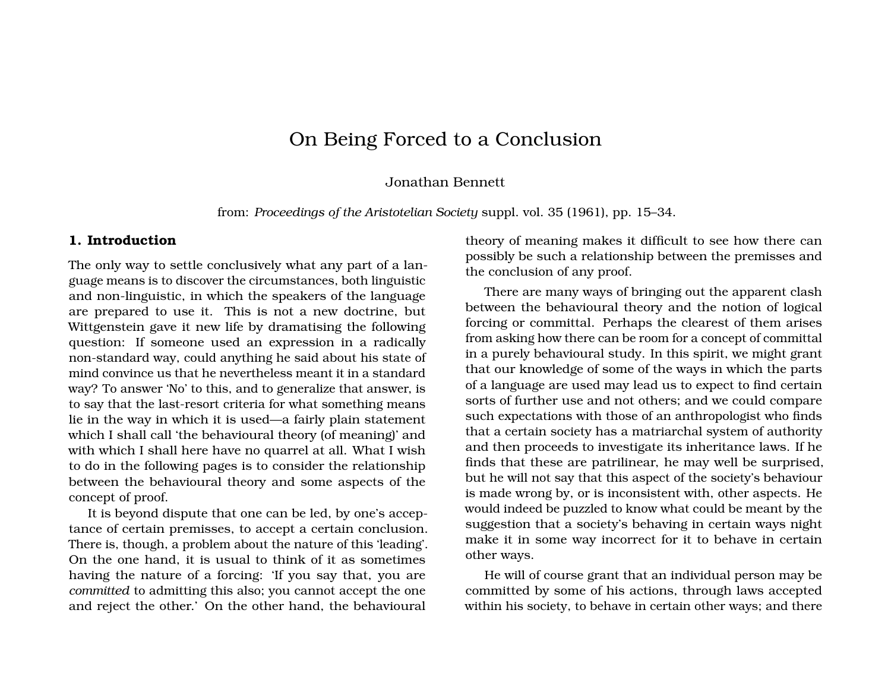# On Being Forced to a Conclusion

Jonathan Bennett

from: *Proceedings of the Aristotelian Society* suppl. vol. 35 (1961), pp. 15–34.

## 1. Introduction

The only way to settle conclusively what any part of a language means is to discover the circumstances, both linguistic and non-linguistic, in which the speakers of the language are prepared to use it. This is not a new doctrine, but Wittgenstein gave it new life by dramatising the following question: If someone used an expression in a radically non-standard way, could anything he said about his state of mind convince us that he nevertheless meant it in a standard way? To answer 'No' to this, and to generalize that answer, is to say that the last-resort criteria for what something means lie in the way in which it is used—a fairly plain statement which I shall call 'the behavioural theory (of meaning)' and with which I shall here have no quarrel at all. What I wish to do in the following pages is to consider the relationship between the behavioural theory and some aspects of the concept of proof.

It is beyond dispute that one can be led, by one's acceptance of certain premisses, to accept a certain conclusion. There is, though, a problem about the nature of this 'leading'. On the one hand, it is usual to think of it as sometimes having the nature of a forcing: 'If you say that, you are *committed* to admitting this also; you cannot accept the one and reject the other.' On the other hand, the behavioural theory of meaning makes it difficult to see how there can possibly be such a relationship between the premisses and the conclusion of any proof.

There are many ways of bringing out the apparent clash between the behavioural theory and the notion of logical forcing or committal. Perhaps the clearest of them arises from asking how there can be room for a concept of committal in a purely behavioural study. In this spirit, we might grant that our knowledge of some of the ways in which the parts of a language are used may lead us to expect to find certain sorts of further use and not others; and we could compare such expectations with those of an anthropologist who finds that a certain society has a matriarchal system of authority and then proceeds to investigate its inheritance laws. If he finds that these are patrilinear, he may well be surprised, but he will not say that this aspect of the society's behaviour is made wrong by, or is inconsistent with, other aspects. He would indeed be puzzled to know what could be meant by the suggestion that a society's behaving in certain ways night make it in some way incorrect for it to behave in certain other ways.

He will of course grant that an individual person may be committed by some of his actions, through laws accepted within his society, to behave in certain other ways; and there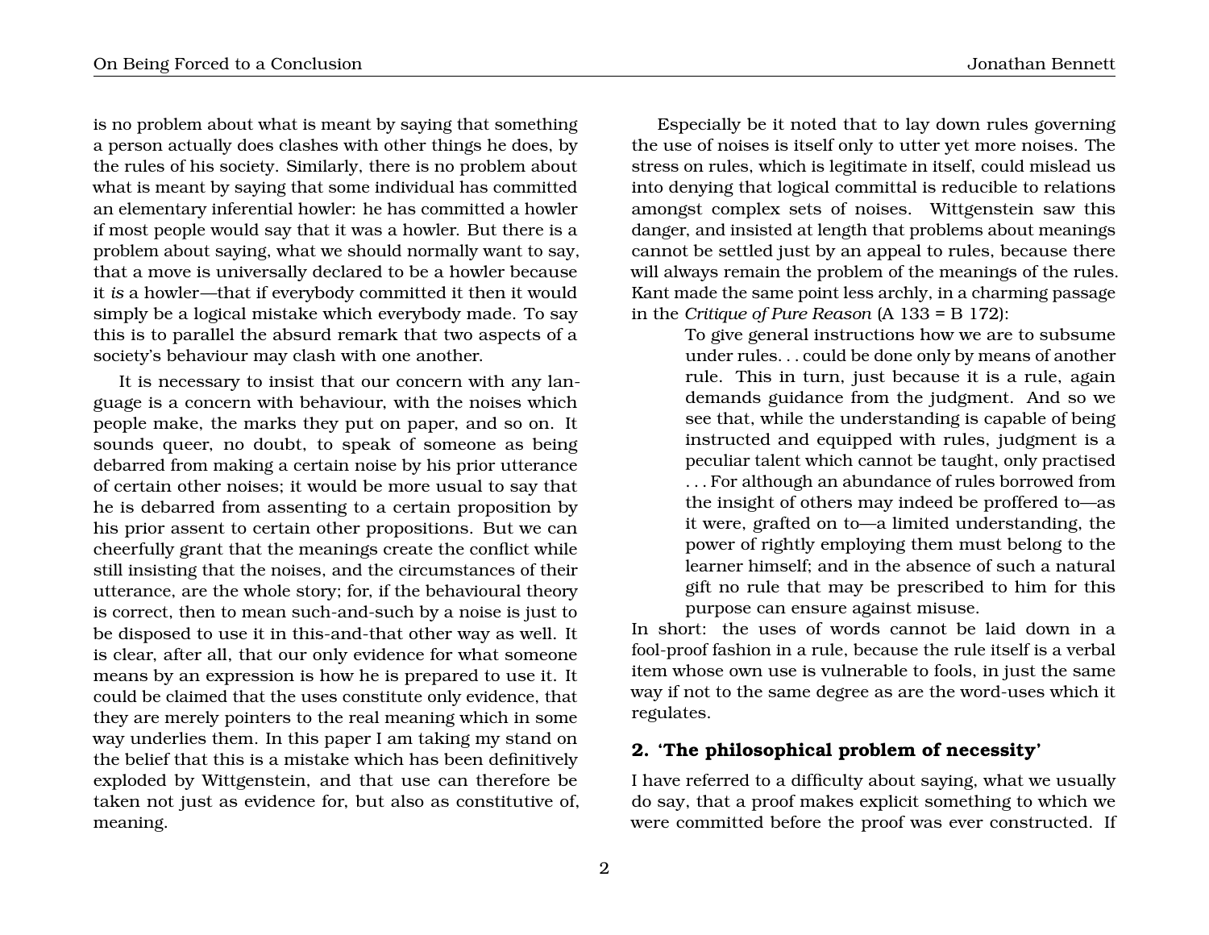is no problem about what is meant by saying that something a person actually does clashes with other things he does, by the rules of his society. Similarly, there is no problem about what is meant by saying that some individual has committed an elementary inferential howler: he has committed a howler if most people would say that it was a howler. But there is a problem about saying, what we should normally want to say, that a move is universally declared to be a howler because it *is* a howler—that if everybody committed it then it would simply be a logical mistake which everybody made. To say this is to parallel the absurd remark that two aspects of a society's behaviour may clash with one another.

It is necessary to insist that our concern with any language is a concern with behaviour, with the noises which people make, the marks they put on paper, and so on. It sounds queer, no doubt, to speak of someone as being debarred from making a certain noise by his prior utterance of certain other noises; it would be more usual to say that he is debarred from assenting to a certain proposition by his prior assent to certain other propositions. But we can cheerfully grant that the meanings create the conflict while still insisting that the noises, and the circumstances of their utterance, are the whole story; for, if the behavioural theory is correct, then to mean such-and-such by a noise is just to be disposed to use it in this-and-that other way as well. It is clear, after all, that our only evidence for what someone means by an expression is how he is prepared to use it. It could be claimed that the uses constitute only evidence, that they are merely pointers to the real meaning which in some way underlies them. In this paper I am taking my stand on the belief that this is a mistake which has been definitively exploded by Wittgenstein, and that use can therefore be taken not just as evidence for, but also as constitutive of, meaning.

Especially be it noted that to lay down rules governing the use of noises is itself only to utter yet more noises. The stress on rules, which is legitimate in itself, could mislead us into denying that logical committal is reducible to relations amongst complex sets of noises. Wittgenstein saw this danger, and insisted at length that problems about meanings cannot be settled just by an appeal to rules, because there will always remain the problem of the meanings of the rules. Kant made the same point less archly, in a charming passage in the *Critique of Pure Reason* (A 133 = B 172):

> To give general instructions how we are to subsume under rules. . . could be done only by means of another rule. This in turn, just because it is a rule, again demands guidance from the judgment. And so we see that, while the understanding is capable of being instructed and equipped with rules, judgment is a peculiar talent which cannot be taught, only practised . . . For although an abundance of rules borrowed from the insight of others may indeed be proffered to—as it were, grafted on to—a limited understanding, the power of rightly employing them must belong to the learner himself; and in the absence of such a natural gift no rule that may be prescribed to him for this purpose can ensure against misuse.

In short: the uses of words cannot be laid down in a fool-proof fashion in a rule, because the rule itself is a verbal item whose own use is vulnerable to fools, in just the same way if not to the same degree as are the word-uses which it regulates.

## 2. 'The philosophical problem of necessity'

I have referred to a difficulty about saying, what we usually do say, that a proof makes explicit something to which we were committed before the proof was ever constructed. If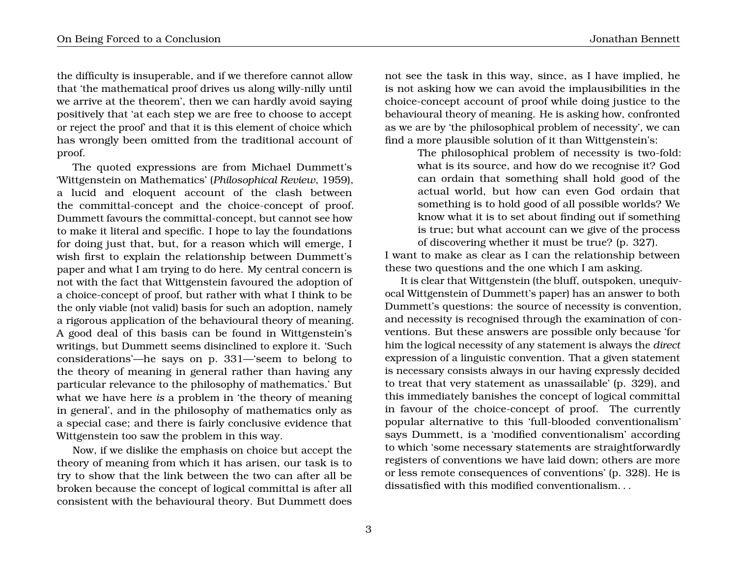the difficulty is insuperable, and if we therefore cannot allow that 'the mathematical proof drives us along willy-nilly until we arrive at the theorem', then we can hardly avoid saying positively that 'at each step we are free to choose to accept or reject the proof' and that it is this element of choice which has wrongly been omitted from the traditional account of proof.

The quoted expressions are from Michael Dummett's 'Wittgenstein on Mathematics' (*Philosophical Review*, 1959), a lucid and eloquent account of the clash between the committal-concept and the choice-concept of proof. Dummett favours the committal-concept, but cannot see how to make it literal and specific. I hope to lay the foundations for doing just that, but, for a reason which will emerge, I wish first to explain the relationship between Dummett's paper and what I am trying to do here. My central concern is not with the fact that Wittgenstein favoured the adoption of a choice-concept of proof, but rather with what I think to be the only viable (not valid) basis for such an adoption, namely a rigorous application of the behavioural theory of meaning. A good deal of this basis can be found in Wittgenstein's writings, but Dummett seems disinclined to explore it. 'Such considerations'—he says on p. 331—'seem to belong to the theory of meaning in general rather than having any particular relevance to the philosophy of mathematics.' But what we have here *is* a problem in 'the theory of meaning in general', and in the philosophy of mathematics only as a special case; and there is fairly conclusive evidence that Wittgenstein too saw the problem in this way.

Now, if we dislike the emphasis on choice but accept the theory of meaning from which it has arisen, our task is to try to show that the link between the two can after all be broken because the concept of logical committal is after all consistent with the behavioural theory. But Dummett does not see the task in this way, since, as I have implied, he is not asking how we can avoid the implausibilities in the choice-concept account of proof while doing justice to the behavioural theory of meaning. He is asking how, confronted as we are by 'the philosophical problem of necessity', we can find a more plausible solution of it than Wittgenstein's:

> The philosophical problem of necessity is two-fold: what is its source, and how do we recognise it? God can ordain that something shall hold good of the actual world, but how can even God ordain that something is to hold good of all possible worlds? We know what it is to set about finding out if something is true; but what account can we give of the process of discovering whether it must be true? (p. 327).

I want to make as clear as I can the relationship between these two questions and the one which I am asking.

It is clear that Wittgenstein (the bluff, outspoken, unequivocal Wittgenstein of Dummett's paper) has an answer to both Dummett's questions: the source of necessity is convention, and necessity is recognised through the examination of conventions. But these answers are possible only because 'for him the logical necessity of any statement is always the *direct* expression of a linguistic convention. That a given statement is necessary consists always in our having expressly decided to treat that very statement as unassailable' (p. 329), and this immediately banishes the concept of logical committal in favour of the choice-concept of proof. The currently popular alternative to this 'full-blooded conventionalism' says Dummett, is a 'modified conventionalism' according to which 'some necessary statements are straightforwardly registers of conventions we have laid down; others are more or less remote consequences of conventions' (p. 328). He is dissatisfied with this modified conventionalism. . .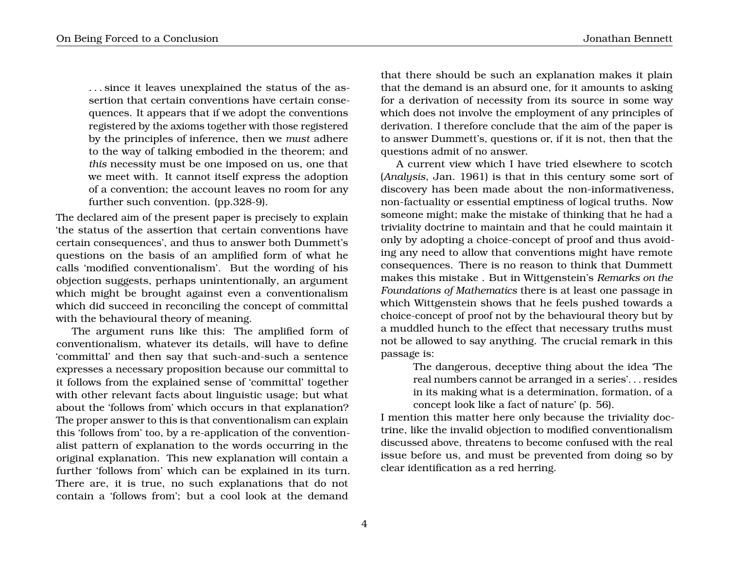> . . . since it leaves unexplained the status of the assertion that certain conventions have certain consequences. It appears that if we adopt the conventions registered by the axioms together with those registered by the principles of inference, then we *must* adhere to the way of talking embodied in the theorem; and *this* necessity must be one imposed on us, one that we meet with. It cannot itself express the adoption of a convention; the account leaves no room for any further such convention. (pp.328-9).

The declared aim of the present paper is precisely to explain 'the status of the assertion that certain conventions have certain consequences', and thus to answer both Dummett's questions on the basis of an amplified form of what he calls 'modified conventionalism'. But the wording of his objection suggests, perhaps unintentionally, an argument which might be brought against even a conventionalism which did succeed in reconciling the concept of committal with the behavioural theory of meaning.

The argument runs like this: The amplified form of conventionalism, whatever its details, will have to define 'committal' and then say that such-and-such a sentence expresses a necessary proposition because our committal to it follows from the explained sense of 'committal' together with other relevant facts about linguistic usage; but what about the 'follows from' which occurs in that explanation? The proper answer to this is that conventionalism can explain this 'follows from' too, by a re-application of the conventionalist pattern of explanation to the words occurring in the original explanation. This new explanation will contain a further 'follows from' which can be explained in its turn. There are, it is true, no such explanations that do not contain a 'follows from'; but a cool look at the demand that there should be such an explanation makes it plain that the demand is an absurd one, for it amounts to asking for a derivation of necessity from its source in some way which does not involve the employment of any principles of derivation. I therefore conclude that the aim of the paper is to answer Dummett's, questions or, if it is not, then that the questions admit of no answer.

A current view which I have tried elsewhere to scotch (*Analysis*, Jan. 1961) is that in this century some sort of discovery has been made about the non-informativeness, non-factuality or essential emptiness of logical truths. Now someone might; make the mistake of thinking that he had a triviality doctrine to maintain and that he could maintain it only by adopting a choice-concept of proof and thus avoiding any need to allow that conventions might have remote consequences. There is no reason to think that Dummett makes this mistake . But in Wittgenstein's *Remarks on the Foundations of Mathematics* there is at least one passage in which Wittgenstein shows that he feels pushed towards a choice-concept of proof not by the behavioural theory but by a muddled hunch to the effect that necessary truths must not be allowed to say anything. The crucial remark in this passage is:

> The dangerous, deceptive thing about the idea 'The real numbers cannot be arranged in a series'. . . resides in its making what is a determination, formation, of a concept look like a fact of nature' (p. 56).

I mention this matter here only because the triviality doctrine, like the invalid objection to modified conventionalism discussed above, threatens to become confused with the real issue before us, and must be prevented from doing so by clear identification as a red herring.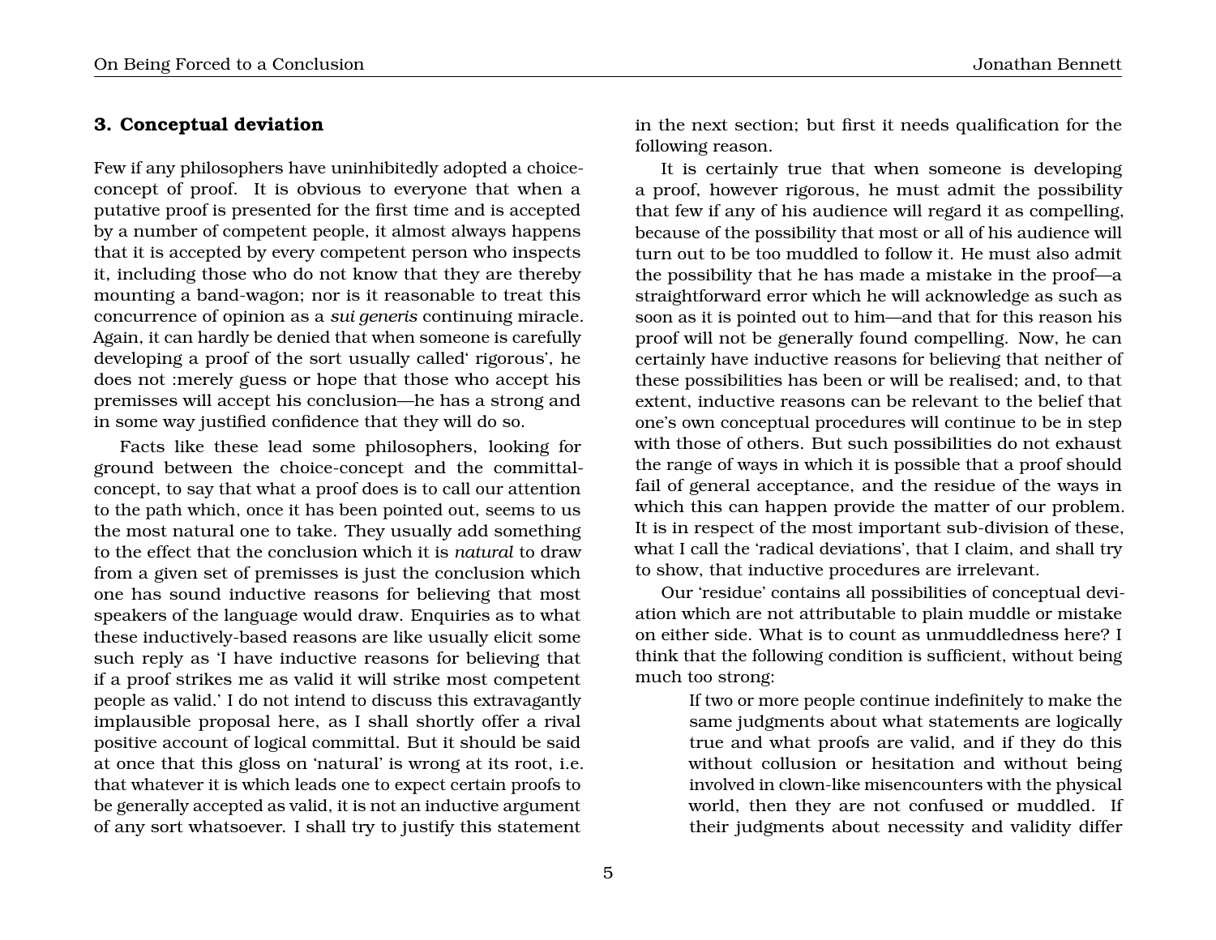## 3. Conceptual deviation

Few if any philosophers have uninhibitedly adopted a choice-concept of proof. It is obvious to everyone that when a putative proof is presented for the first time and is accepted by a number of competent people, it almost always happens that it is accepted by every competent person who inspects it, including those who do not know that they are thereby mounting a band-wagon; nor is it reasonable to treat this concurrence of opinion as a *sui generis* continuing miracle. Again, it can hardly be denied that when someone is carefully developing a proof of the sort usually called‘ rigorous', he does not :merely guess or hope that those who accept his premisses will accept his conclusion—he has a strong and in some way justified confidence that they will do so.

Facts like these lead some philosophers, looking for ground between the choice-concept and the committal-concept, to say that what a proof does is to call our attention to the path which, once it has been pointed out, seems to us the most natural one to take. They usually add something to the effect that the conclusion which it is *natural* to draw from a given set of premisses is just the conclusion which one has sound inductive reasons for believing that most speakers of the language would draw. Enquiries as to what these inductively-based reasons are like usually elicit some such reply as 'I have inductive reasons for believing that if a proof strikes me as valid it will strike most competent people as valid.' I do not intend to discuss this extravagantly implausible proposal here, as I shall shortly offer a rival positive account of logical committal. But it should be said at once that this gloss on 'natural' is wrong at its root, i.e. that whatever it is which leads one to expect certain proofs to be generally accepted as valid, it is not an inductive argument of any sort whatsoever. I shall try to justify this statement in the next section; but first it needs qualification for the following reason.

It is certainly true that when someone is developing a proof, however rigorous, he must admit the possibility that few if any of his audience will regard it as compelling, because of the possibility that most or all of his audience will turn out to be too muddled to follow it. He must also admit the possibility that he has made a mistake in the proof—a straightforward error which he will acknowledge as such as soon as it is pointed out to him—and that for this reason his proof will not be generally found compelling. Now, he can certainly have inductive reasons for believing that neither of these possibilities has been or will be realised; and, to that extent, inductive reasons can be relevant to the belief that one's own conceptual procedures will continue to be in step with those of others. But such possibilities do not exhaust the range of ways in which it is possible that a proof should fail of general acceptance, and the residue of the ways in which this can happen provide the matter of our problem. It is in respect of the most important sub-division of these, what I call the 'radical deviations', that I claim, and shall try to show, that inductive procedures are irrelevant.

Our 'residue' contains all possibilities of conceptual deviation which are not attributable to plain muddle or mistake on either side. What is to count as unmuddledness here? I think that the following condition is sufficient, without being much too strong:

> If two or more people continue indefinitely to make the same judgments about what statements are logically true and what proofs are valid, and if they do this without collusion or hesitation and without being involved in clown-like misencounters with the physical world, then they are not confused or muddled. If their judgments about necessity and validity differ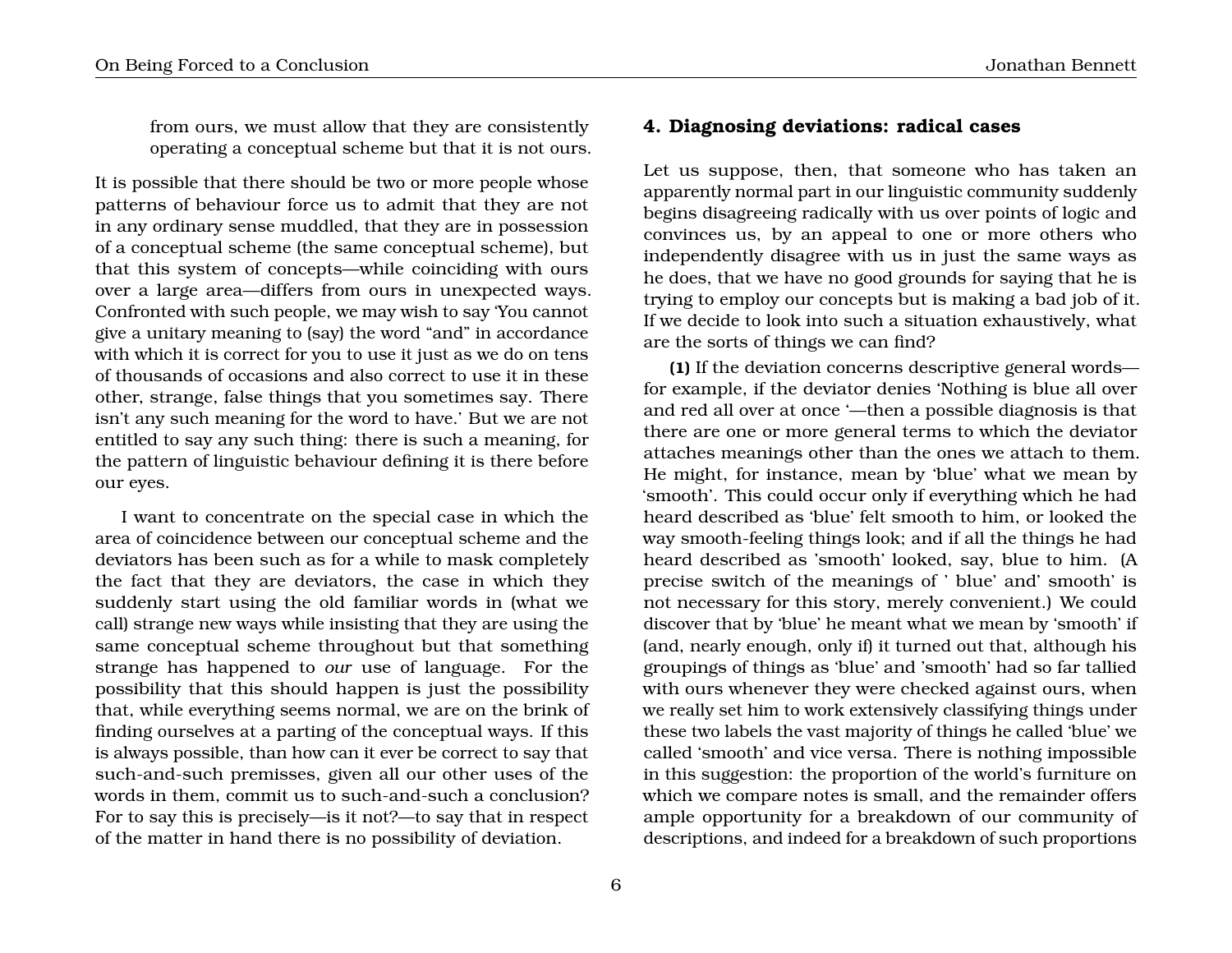from ours, we must allow that they are consistently operating a conceptual scheme but that it is not ours.

It is possible that there should be two or more people whose patterns of behaviour force us to admit that they are not in any ordinary sense muddled, that they are in possession of a conceptual scheme (the same conceptual scheme), but that this system of concepts—while coinciding with ours over a large area—differs from ours in unexpected ways. Confronted with such people, we may wish to say 'You cannot give a unitary meaning to (say) the word "and" in accordance with which it is correct for you to use it just as we do on tens of thousands of occasions and also correct to use it in these other, strange, false things that you sometimes say. There isn't any such meaning for the word to have.' But we are not entitled to say any such thing: there is such a meaning, for the pattern of linguistic behaviour defining it is there before our eyes.

I want to concentrate on the special case in which the area of coincidence between our conceptual scheme and the deviators has been such as for a while to mask completely the fact that they are deviators, the case in which they suddenly start using the old familiar words in (what we call) strange new ways while insisting that they are using the same conceptual scheme throughout but that something strange has happened to *our* use of language. For the possibility that this should happen is just the possibility that, while everything seems normal, we are on the brink of finding ourselves at a parting of the conceptual ways. If this is always possible, than how can it ever be correct to say that such-and-such premisses, given all our other uses of the words in them, commit us to such-and-such a conclusion? For to say this is precisely—is it not?—to say that in respect of the matter in hand there is no possibility of deviation.

## 4. Diagnosing deviations: radical cases

Let us suppose, then, that someone who has taken an apparently normal part in our linguistic community suddenly begins disagreeing radically with us over points of logic and convinces us, by an appeal to one or more others who independently disagree with us in just the same ways as he does, that we have no good grounds for saying that he is trying to employ our concepts but is making a bad job of it. If we decide to look into such a situation exhaustively, what are the sorts of things we can find?

**(1)** If the deviation concerns descriptive general words—for example, if the deviator denies 'Nothing is blue all over and red all over at once '—then a possible diagnosis is that there are one or more general terms to which the deviator attaches meanings other than the ones we attach to them. He might, for instance, mean by 'blue' what we mean by 'smooth'. This could occur only if everything which he had heard described as 'blue' felt smooth to him, or looked the way smooth-feeling things look; and if all the things he had heard described as 'smooth' looked, say, blue to him. (A precise switch of the meanings of ' blue' and' smooth' is not necessary for this story, merely convenient.) We could discover that by 'blue' he meant what we mean by 'smooth' if (and, nearly enough, only if) it turned out that, although his groupings of things as 'blue' and 'smooth' had so far tallied with ours whenever they were checked against ours, when we really set him to work extensively classifying things under these two labels the vast majority of things he called 'blue' we called 'smooth' and vice versa. There is nothing impossible in this suggestion: the proportion of the world's furniture on which we compare notes is small, and the remainder offers ample opportunity for a breakdown of our community of descriptions, and indeed for a breakdown of such proportions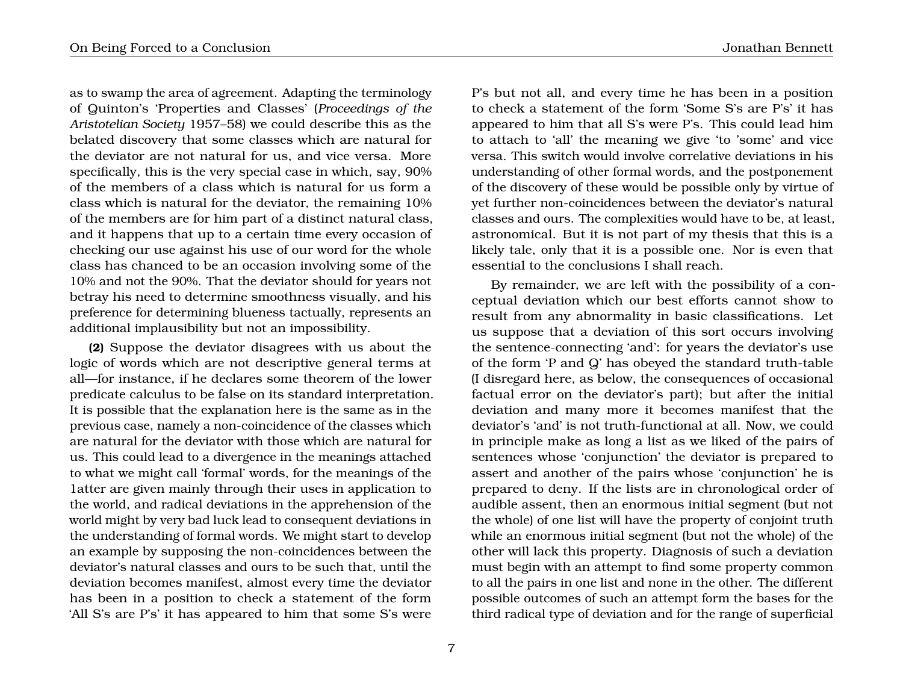as to swamp the area of agreement. Adapting the terminology of Quinton's 'Properties and Classes' (*Proceedings of the Aristotelian Society* 1957–58) we could describe this as the belated discovery that some classes which are natural for the deviator are not natural for us, and vice versa. More specifically, this is the very special case in which, say, 90% of the members of a class which is natural for us form a class which is natural for the deviator, the remaining 10% of the members are for him part of a distinct natural class, and it happens that up to a certain time every occasion of checking our use against his use of our word for the whole class has chanced to be an occasion involving some of the 10% and not the 90%. That the deviator should for years not betray his need to determine smoothness visually, and his preference for determining blueness tactually, represents an additional implausibility but not an impossibility.

**(2)** Suppose the deviator disagrees with us about the logic of words which are not descriptive general terms at all—for instance, if he declares some theorem of the lower predicate calculus to be false on its standard interpretation. It is possible that the explanation here is the same as in the previous case, namely a non-coincidence of the classes which are natural for the deviator with those which are natural for us. This could lead to a divergence in the meanings attached to what we might call 'formal' words, for the meanings of the 1atter are given mainly through their uses in application to the world, and radical deviations in the apprehension of the world might by very bad luck lead to consequent deviations in the understanding of formal words. We might start to develop an example by supposing the non-coincidences between the deviator's natural classes and ours to be such that, until the deviation becomes manifest, almost every time the deviator has been in a position to check a statement of the form 'All S's are P's' it has appeared to him that some S's were P's but not all, and every time he has been in a position to check a statement of the form 'Some S's are P's' it has appeared to him that all S's were P's. This could lead him to attach to 'all' the meaning we give 'to 'some' and vice versa. This switch would involve correlative deviations in his understanding of other formal words, and the postponement of the discovery of these would be possible only by virtue of yet further non-coincidences between the deviator's natural classes and ours. The complexities would have to be, at least, astronomical. But it is not part of my thesis that this is a likely tale, only that it is a possible one. Nor is even that essential to the conclusions I shall reach.

By remainder, we are left with the possibility of a conceptual deviation which our best efforts cannot show to result from any abnormality in basic classifications. Let us suppose that a deviation of this sort occurs involving the sentence-connecting 'and': for years the deviator's use of the form 'P and Q' has obeyed the standard truth-table (I disregard here, as below, the consequences of occasional factual error on the deviator's part); but after the initial deviation and many more it becomes manifest that the deviator's 'and' is not truth-functional at all. Now, we could in principle make as long a list as we liked of the pairs of sentences whose 'conjunction' the deviator is prepared to assert and another of the pairs whose 'conjunction' he is prepared to deny. If the lists are in chronological order of audible assent, then an enormous initial segment (but not the whole) of one list will have the property of conjoint truth while an enormous initial segment (but not the whole) of the other will lack this property. Diagnosis of such a deviation must begin with an attempt to find some property common to all the pairs in one list and none in the other. The different possible outcomes of such an attempt form the bases for the third radical type of deviation and for the range of superficial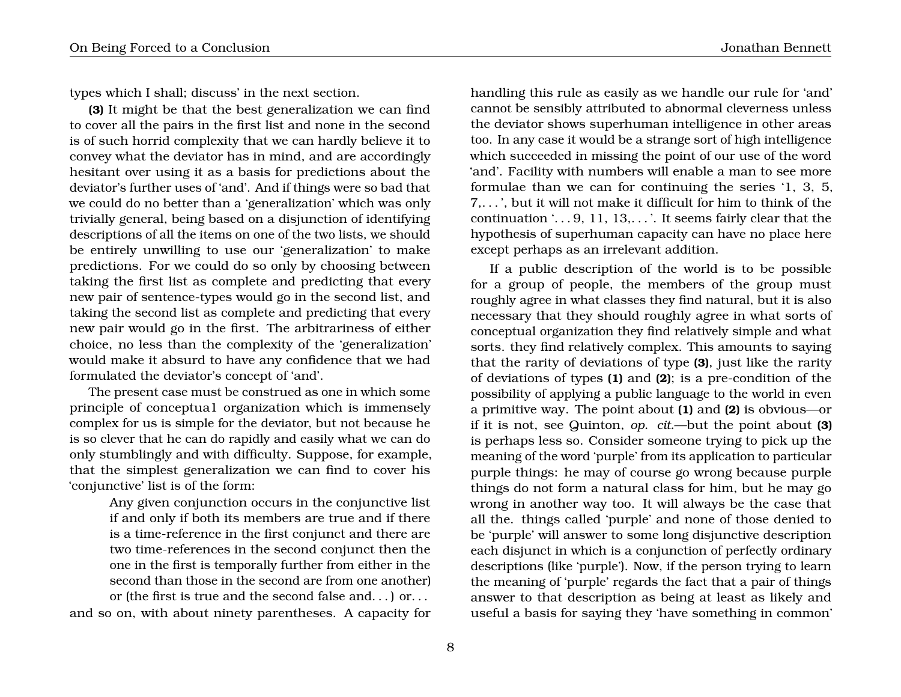types which I shall; discuss' in the next section.

**(3)** It might be that the best generalization we can find to cover all the pairs in the first list and none in the second is of such horrid complexity that we can hardly believe it to convey what the deviator has in mind, and are accordingly hesitant over using it as a basis for predictions about the deviator's further uses of 'and'. And if things were so bad that we could do no better than a 'generalization' which was only trivially general, being based on a disjunction of identifying descriptions of all the items on one of the two lists, we should be entirely unwilling to use our 'generalization' to make predictions. For we could do so only by choosing between taking the first list as complete and predicting that every new pair of sentence-types would go in the second list, and taking the second list as complete and predicting that every new pair would go in the first. The arbitrariness of either choice, no less than the complexity of the 'generalization' would make it absurd to have any confidence that we had formulated the deviator's concept of 'and'.

The present case must be construed as one in which some principle of conceptua1 organization which is immensely complex for us is simple for the deviator, but not because he is so clever that he can do rapidly and easily what we can do only stumblingly and with difficulty. Suppose, for example, that the simplest generalization we can find to cover his 'conjunctive' list is of the form:

> Any given conjunction occurs in the conjunctive list if and only if both its members are true and if there is a time-reference in the first conjunct and there are two time-references in the second conjunct then the one in the first is temporally further from either in the second than those in the second are from one another) or (the first is true and the second false and. . . ) or. . .

and so on, with about ninety parentheses. A capacity for handling this rule as easily as we handle our rule for 'and' cannot be sensibly attributed to abnormal cleverness unless the deviator shows superhuman intelligence in other areas too. In any case it would be a strange sort of high intelligence which succeeded in missing the point of our use of the word 'and'. Facility with numbers will enable a man to see more formulae than we can for continuing the series '1, 3, 5, 7,. . . ', but it will not make it difficult for him to think of the continuation '. . . 9, 11, 13,. . . '. It seems fairly clear that the hypothesis of superhuman capacity can have no place here except perhaps as an irrelevant addition.

If a public description of the world is to be possible for a group of people, the members of the group must roughly agree in what classes they find natural, but it is also necessary that they should roughly agree in what sorts of conceptual organization they find relatively simple and what sorts. they find relatively complex. This amounts to saying that the rarity of deviations of type **(3)**, just like the rarity of deviations of types **(1)** and **(2)**; is a pre-condition of the possibility of applying a public language to the world in even a primitive way. The point about **(1)** and **(2)** is obvious—or if it is not, see Quinton, *op. cit.*—but the point about **(3)** is perhaps less so. Consider someone trying to pick up the meaning of the word 'purple' from its application to particular purple things: he may of course go wrong because purple things do not form a natural class for him, but he may go wrong in another way too. It will always be the case that all the. things called 'purple' and none of those denied to be 'purple' will answer to some long disjunctive description each disjunct in which is a conjunction of perfectly ordinary descriptions (like 'purple'). Now, if the person trying to learn the meaning of 'purple' regards the fact that a pair of things answer to that description as being at least as likely and useful a basis for saying they 'have something in common'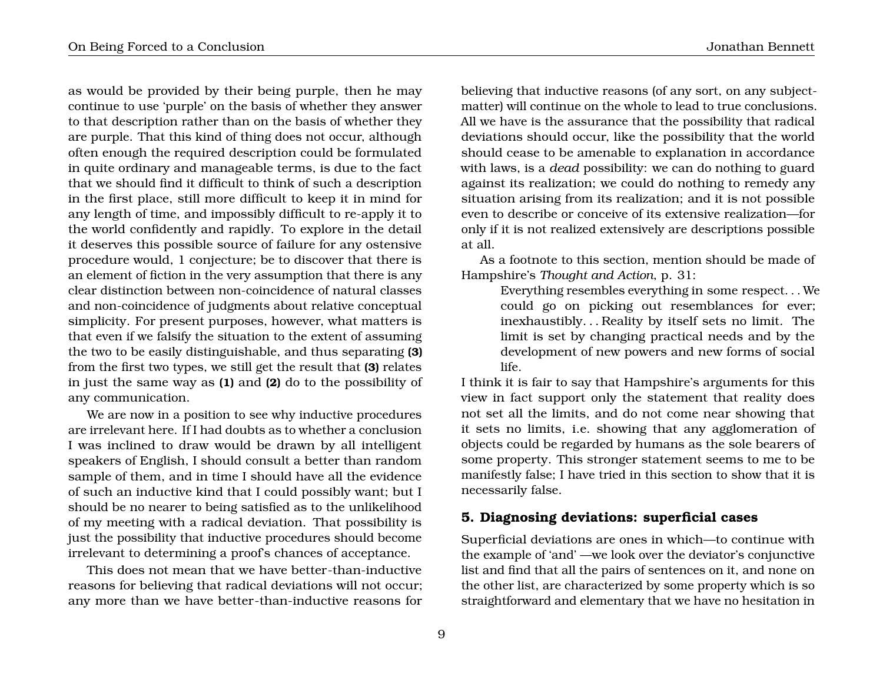as would be provided by their being purple, then he may continue to use 'purple' on the basis of whether they answer to that description rather than on the basis of whether they are purple. That this kind of thing does not occur, although often enough the required description could be formulated in quite ordinary and manageable terms, is due to the fact that we should find it difficult to think of such a description in the first place, still more difficult to keep it in mind for any length of time, and impossibly difficult to re-apply it to the world confidently and rapidly. To explore in the detail it deserves this possible source of failure for any ostensive procedure would, 1 conjecture; be to discover that there is an element of fiction in the very assumption that there is any clear distinction between non-coincidence of natural classes and non-coincidence of judgments about relative conceptual simplicity. For present purposes, however, what matters is that even if we falsify the situation to the extent of assuming the two to be easily distinguishable, and thus separating **(3)** from the first two types, we still get the result that **(3)** relates in just the same way as **(1)** and **(2)** do to the possibility of any communication.

We are now in a position to see why inductive procedures are irrelevant here. If I had doubts as to whether a conclusion I was inclined to draw would be drawn by all intelligent speakers of English, I should consult a better than random sample of them, and in time I should have all the evidence of such an inductive kind that I could possibly want; but I should be no nearer to being satisfied as to the unlikelihood of my meeting with a radical deviation. That possibility is just the possibility that inductive procedures should become irrelevant to determining a proof's chances of acceptance.

This does not mean that we have better-than-inductive reasons for believing that radical deviations will not occur; any more than we have better-than-inductive reasons for believing that inductive reasons (of any sort, on any subject-matter) will continue on the whole to lead to true conclusions. All we have is the assurance that the possibility that radical deviations should occur, like the possibility that the world should cease to be amenable to explanation in accordance with laws, is a *dead* possibility: we can do nothing to guard against its realization; we could do nothing to remedy any situation arising from its realization; and it is not possible even to describe or conceive of its extensive realization—for only if it is not realized extensively are descriptions possible at all.

As a footnote to this section, mention should be made of Hampshire's *Thought and Action*, p. 31:

> Everything resembles everything in some respect. . . We could go on picking out resemblances for ever; inexhaustibly. . . Reality by itself sets no limit. The limit is set by changing practical needs and by the development of new powers and new forms of social life.

I think it is fair to say that Hampshire's arguments for this view in fact support only the statement that reality does not set all the limits, and do not come near showing that it sets no limits, i.e. showing that any agglomeration of objects could be regarded by humans as the sole bearers of some property. This stronger statement seems to me to be manifestly false; I have tried in this section to show that it is necessarily false.

## 5. Diagnosing deviations: superficial cases

Superficial deviations are ones in which—to continue with the example of 'and' —we look over the deviator's conjunctive list and find that all the pairs of sentences on it, and none on the other list, are characterized by some property which is so straightforward and elementary that we have no hesitation in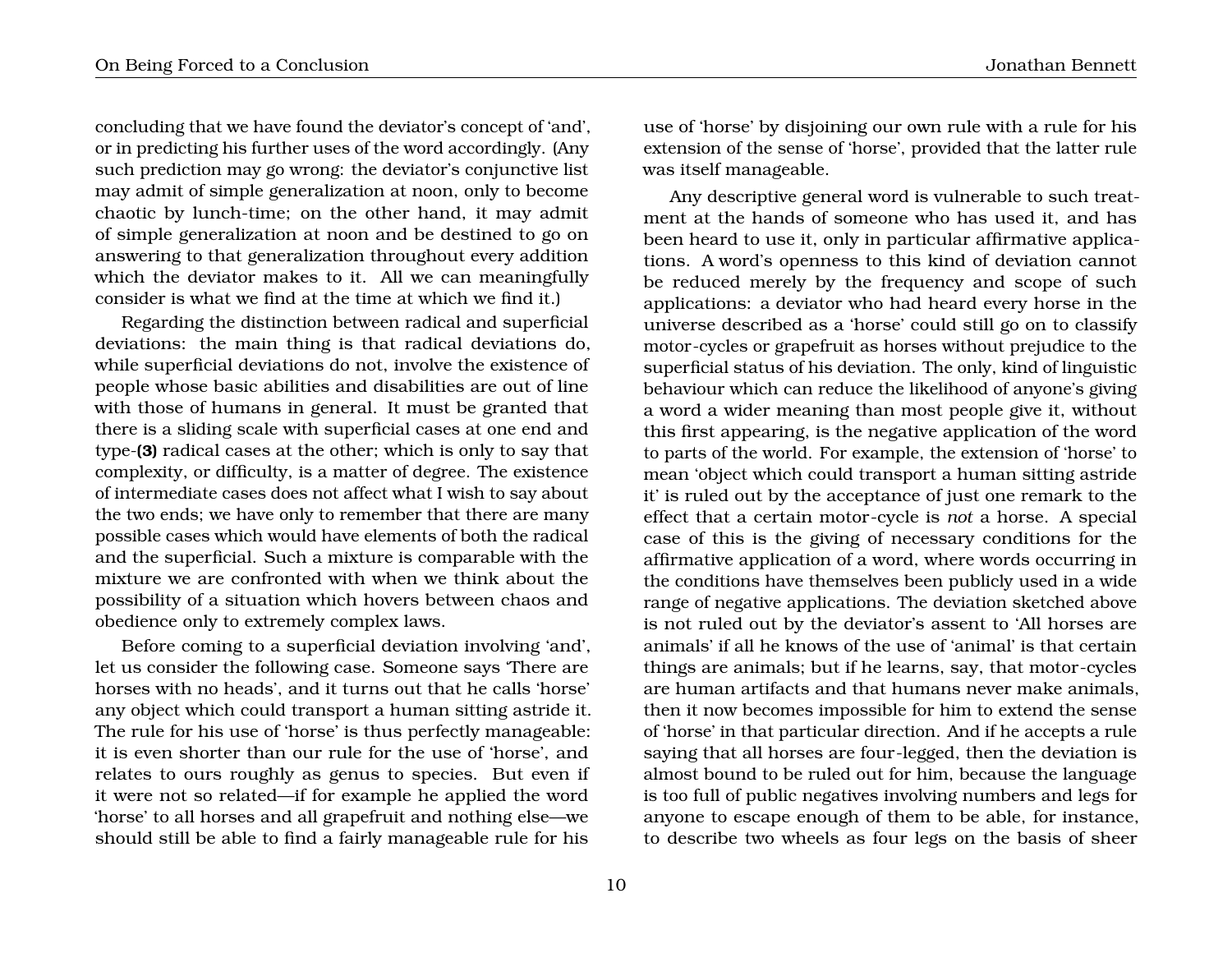concluding that we have found the deviator's concept of 'and', or in predicting his further uses of the word accordingly. (Any such prediction may go wrong: the deviator's conjunctive list may admit of simple generalization at noon, only to become chaotic by lunch-time; on the other hand, it may admit of simple generalization at noon and be destined to go on answering to that generalization throughout every addition which the deviator makes to it. All we can meaningfully consider is what we find at the time at which we find it.)

Regarding the distinction between radical and superficial deviations: the main thing is that radical deviations do, while superficial deviations do not, involve the existence of people whose basic abilities and disabilities are out of line with those of humans in general. It must be granted that there is a sliding scale with superficial cases at one end and type-**(3)** radical cases at the other; which is only to say that complexity, or difficulty, is a matter of degree. The existence of intermediate cases does not affect what I wish to say about the two ends; we have only to remember that there are many possible cases which would have elements of both the radical and the superficial. Such a mixture is comparable with the mixture we are confronted with when we think about the possibility of a situation which hovers between chaos and obedience only to extremely complex laws.

Before coming to a superficial deviation involving 'and', let us consider the following case. Someone says 'There are horses with no heads', and it turns out that he calls 'horse' any object which could transport a human sitting astride it. The rule for his use of 'horse' is thus perfectly manageable: it is even shorter than our rule for the use of 'horse', and relates to ours roughly as genus to species. But even if it were not so related—if for example he applied the word 'horse' to all horses and all grapefruit and nothing else—we should still be able to find a fairly manageable rule for his use of 'horse' by disjoining our own rule with a rule for his extension of the sense of 'horse', provided that the latter rule was itself manageable.

Any descriptive general word is vulnerable to such treatment at the hands of someone who has used it, and has been heard to use it, only in particular affirmative applications. A word's openness to this kind of deviation cannot be reduced merely by the frequency and scope of such applications: a deviator who had heard every horse in the universe described as a 'horse' could still go on to classify motor-cycles or grapefruit as horses without prejudice to the superficial status of his deviation. The only, kind of linguistic behaviour which can reduce the likelihood of anyone's giving a word a wider meaning than most people give it, without this first appearing, is the negative application of the word to parts of the world. For example, the extension of 'horse' to mean 'object which could transport a human sitting astride it' is ruled out by the acceptance of just one remark to the effect that a certain motor-cycle is *not* a horse. A special case of this is the giving of necessary conditions for the affirmative application of a word, where words occurring in the conditions have themselves been publicly used in a wide range of negative applications. The deviation sketched above is not ruled out by the deviator's assent to 'All horses are animals' if all he knows of the use of 'animal' is that certain things are animals; but if he learns, say, that motor-cycles are human artifacts and that humans never make animals, then it now becomes impossible for him to extend the sense of 'horse' in that particular direction. And if he accepts a rule saying that all horses are four-legged, then the deviation is almost bound to be ruled out for him, because the language is too full of public negatives involving numbers and legs for anyone to escape enough of them to be able, for instance, to describe two wheels as four legs on the basis of sheer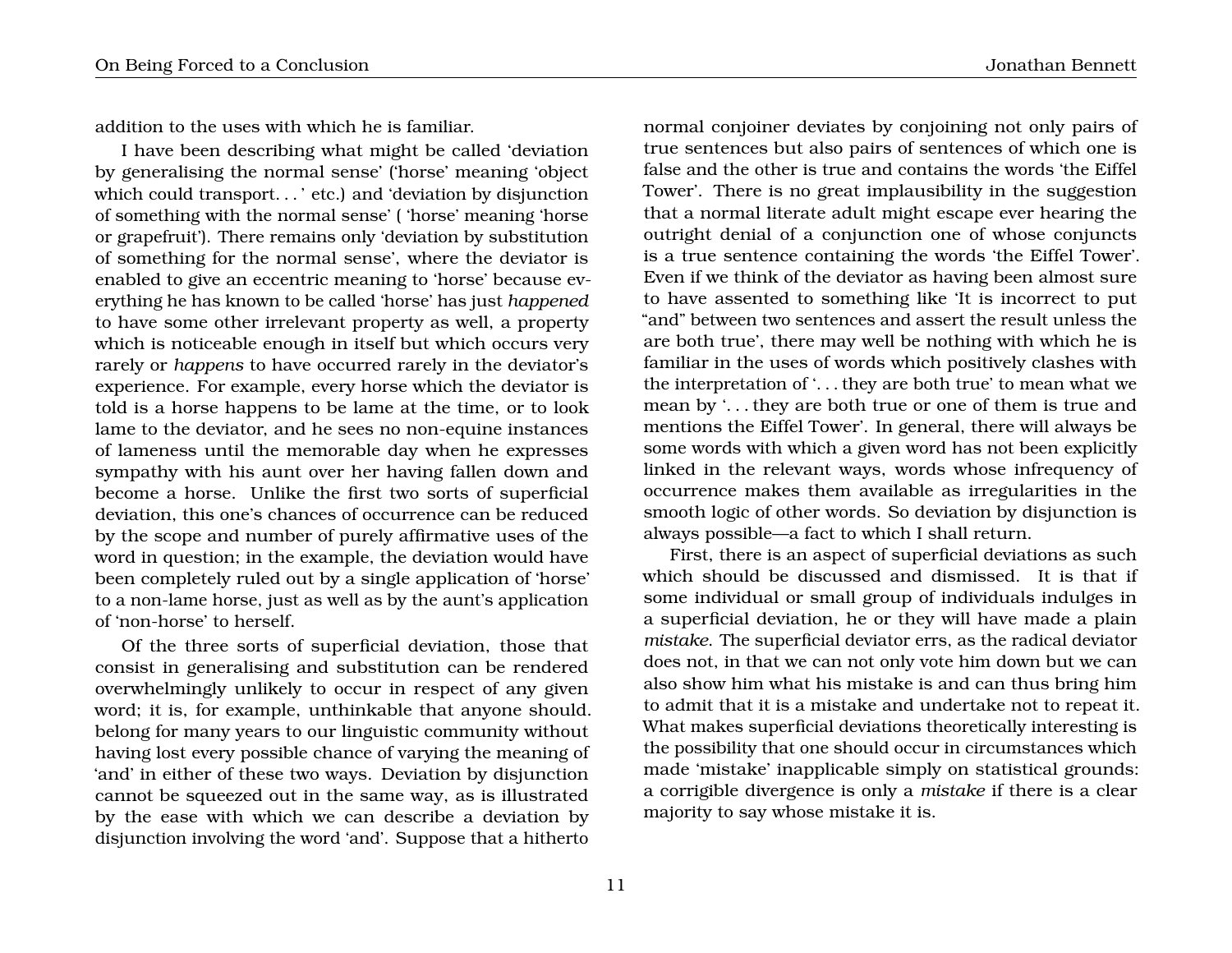addition to the uses with which he is familiar.

I have been describing what might be called 'deviation by generalising the normal sense' ('horse' meaning 'object which could transport. . . ' etc.) and 'deviation by disjunction of something with the normal sense' ( 'horse' meaning 'horse or grapefruit'). There remains only 'deviation by substitution of something for the normal sense', where the deviator is enabled to give an eccentric meaning to 'horse' because everything he has known to be called 'horse' has just *happened* to have some other irrelevant property as well, a property which is noticeable enough in itself but which occurs very rarely or *happens* to have occurred rarely in the deviator's experience. For example, every horse which the deviator is told is a horse happens to be lame at the time, or to look lame to the deviator, and he sees no non-equine instances of lameness until the memorable day when he expresses sympathy with his aunt over her having fallen down and become a horse. Unlike the first two sorts of superficial deviation, this one's chances of occurrence can be reduced by the scope and number of purely affirmative uses of the word in question; in the example, the deviation would have been completely ruled out by a single application of 'horse' to a non-lame horse, just as well as by the aunt's application of 'non-horse' to herself.

Of the three sorts of superficial deviation, those that consist in generalising and substitution can be rendered overwhelmingly unlikely to occur in respect of any given word; it is, for example, unthinkable that anyone should. belong for many years to our linguistic community without having lost every possible chance of varying the meaning of 'and' in either of these two ways. Deviation by disjunction cannot be squeezed out in the same way, as is illustrated by the ease with which we can describe a deviation by disjunction involving the word 'and'. Suppose that a hitherto normal conjoiner deviates by conjoining not only pairs of true sentences but also pairs of sentences of which one is false and the other is true and contains the words 'the Eiffel Tower'. There is no great implausibility in the suggestion that a normal literate adult might escape ever hearing the outright denial of a conjunction one of whose conjuncts is a true sentence containing the words 'the Eiffel Tower'. Even if we think of the deviator as having been almost sure to have assented to something like 'It is incorrect to put "and" between two sentences and assert the result unless the are both true', there may well be nothing with which he is familiar in the uses of words which positively clashes with the interpretation of '. . . they are both true' to mean what we mean by '. . . they are both true or one of them is true and mentions the Eiffel Tower'. In general, there will always be some words with which a given word has not been explicitly linked in the relevant ways, words whose infrequency of occurrence makes them available as irregularities in the smooth logic of other words. So deviation by disjunction is always possible—a fact to which I shall return.

First, there is an aspect of superficial deviations as such which should be discussed and dismissed. It is that if some individual or small group of individuals indulges in a superficial deviation, he or they will have made a plain *mistake*. The superficial deviator errs, as the radical deviator does not, in that we can not only vote him down but we can also show him what his mistake is and can thus bring him to admit that it is a mistake and undertake not to repeat it. What makes superficial deviations theoretically interesting is the possibility that one should occur in circumstances which made 'mistake' inapplicable simply on statistical grounds: a corrigible divergence is only a *mistake* if there is a clear majority to say whose mistake it is.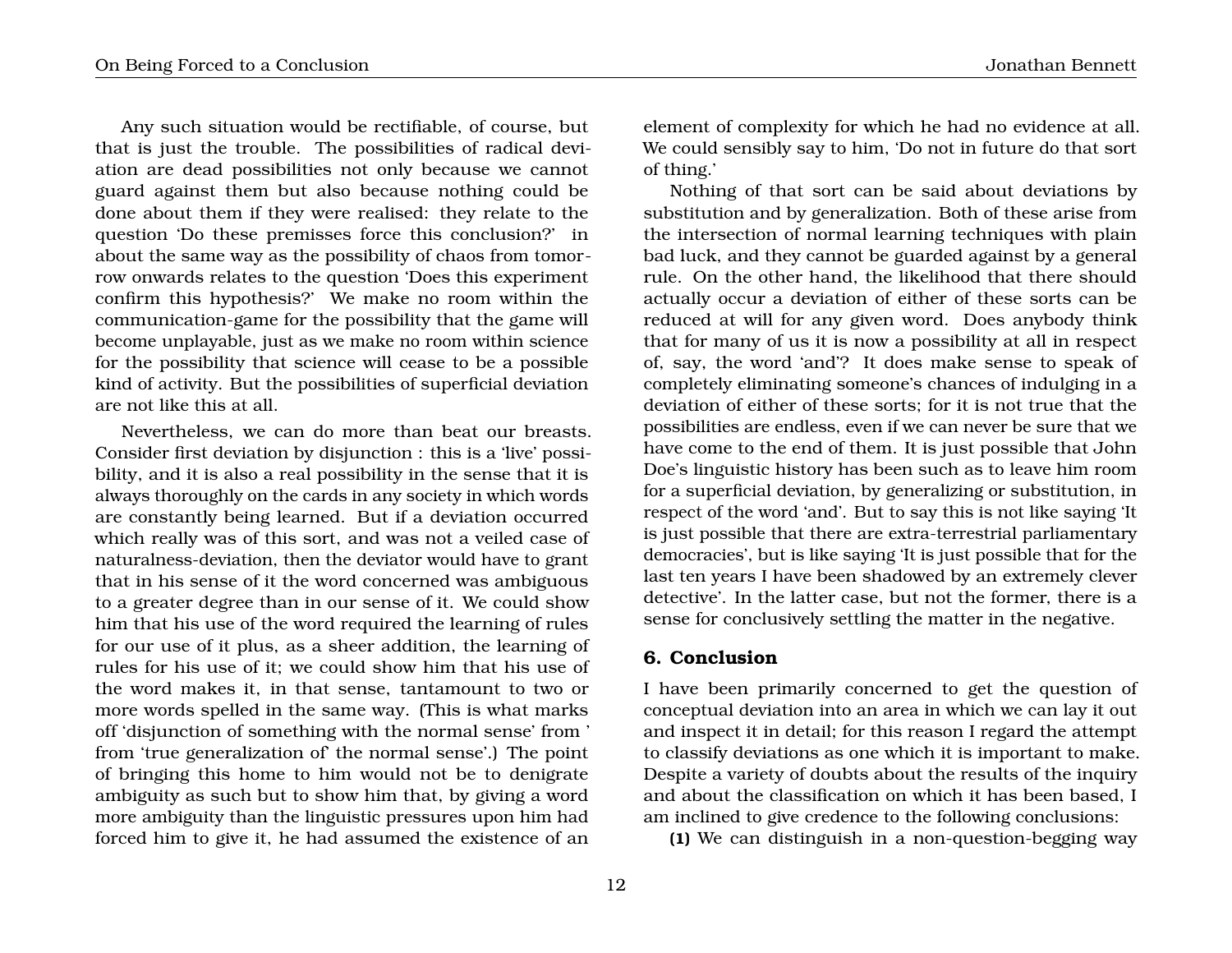Any such situation would be rectifiable, of course, but that is just the trouble. The possibilities of radical deviation are dead possibilities not only because we cannot guard against them but also because nothing could be done about them if they were realised: they relate to the question 'Do these premisses force this conclusion?' in about the same way as the possibility of chaos from tomorrow onwards relates to the question 'Does this experiment confirm this hypothesis?' We make no room within the communication-game for the possibility that the game will become unplayable, just as we make no room within science for the possibility that science will cease to be a possible kind of activity. But the possibilities of superficial deviation are not like this at all.

Nevertheless, we can do more than beat our breasts. Consider first deviation by disjunction : this is a 'live' possibility, and it is also a real possibility in the sense that it is always thoroughly on the cards in any society in which words are constantly being learned. But if a deviation occurred which really was of this sort, and was not a veiled case of naturalness-deviation, then the deviator would have to grant that in his sense of it the word concerned was ambiguous to a greater degree than in our sense of it. We could show him that his use of the word required the learning of rules for our use of it plus, as a sheer addition, the learning of rules for his use of it; we could show him that his use of the word makes it, in that sense, tantamount to two or more words spelled in the same way. (This is what marks off 'disjunction of something with the normal sense' from ' from 'true generalization of' the normal sense'.) The point of bringing this home to him would not be to denigrate ambiguity as such but to show him that, by giving a word more ambiguity than the linguistic pressures upon him had forced him to give it, he had assumed the existence of an element of complexity for which he had no evidence at all. We could sensibly say to him, 'Do not in future do that sort of thing.'

Nothing of that sort can be said about deviations by substitution and by generalization. Both of these arise from the intersection of normal learning techniques with plain bad luck, and they cannot be guarded against by a general rule. On the other hand, the likelihood that there should actually occur a deviation of either of these sorts can be reduced at will for any given word. Does anybody think that for many of us it is now a possibility at all in respect of, say, the word 'and'? It does make sense to speak of completely eliminating someone's chances of indulging in a deviation of either of these sorts; for it is not true that the possibilities are endless, even if we can never be sure that we have come to the end of them. It is just possible that John Doe's linguistic history has been such as to leave him room for a superficial deviation, by generalizing or substitution, in respect of the word 'and'. But to say this is not like saying 'It is just possible that there are extra-terrestrial parliamentary democracies', but is like saying 'It is just possible that for the last ten years I have been shadowed by an extremely clever detective'. In the latter case, but not the former, there is a sense for conclusively settling the matter in the negative.

## 6. Conclusion

I have been primarily concerned to get the question of conceptual deviation into an area in which we can lay it out and inspect it in detail; for this reason I regard the attempt to classify deviations as one which it is important to make. Despite a variety of doubts about the results of the inquiry and about the classification on which it has been based, I am inclined to give credence to the following conclusions:

**(1)** We can distinguish in a non-question-begging way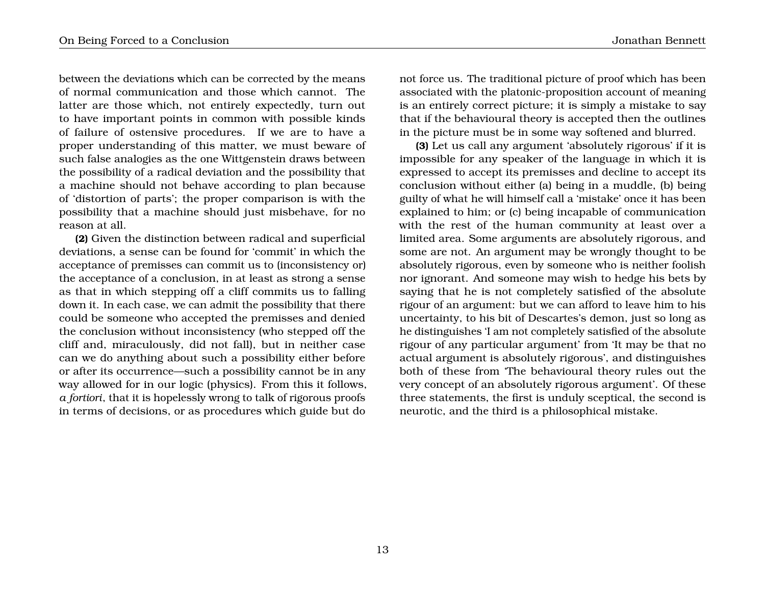between the deviations which can be corrected by the means of normal communication and those which cannot. The latter are those which, not entirely expectedly, turn out to have important points in common with possible kinds of failure of ostensive procedures. If we are to have a proper understanding of this matter, we must beware of such false analogies as the one Wittgenstein draws between the possibility of a radical deviation and the possibility that a machine should not behave according to plan because of 'distortion of parts'; the proper comparison is with the possibility that a machine should just misbehave, for no reason at all.

**(2)** Given the distinction between radical and superficial deviations, a sense can be found for 'commit' in which the acceptance of premisses can commit us to (inconsistency or) the acceptance of a conclusion, in at least as strong a sense as that in which stepping off a cliff commits us to falling down it. In each case, we can admit the possibility that there could be someone who accepted the premisses and denied the conclusion without inconsistency (who stepped off the cliff and, miraculously, did not fall), but in neither case can we do anything about such a possibility either before or after its occurrence—such a possibility cannot be in any way allowed for in our logic (physics). From this it follows, *a fortiori*, that it is hopelessly wrong to talk of rigorous proofs in terms of decisions, or as procedures which guide but do not force us. The traditional picture of proof which has been associated with the platonic-proposition account of meaning is an entirely correct picture; it is simply a mistake to say that if the behavioural theory is accepted then the outlines in the picture must be in some way softened and blurred.

**(3)** Let us call any argument 'absolutely rigorous' if it is impossible for any speaker of the language in which it is expressed to accept its premisses and decline to accept its conclusion without either (a) being in a muddle, (b) being guilty of what he will himself call a 'mistake' once it has been explained to him; or (c) being incapable of communication with the rest of the human community at least over a limited area. Some arguments are absolutely rigorous, and some are not. An argument may be wrongly thought to be absolutely rigorous, even by someone who is neither foolish nor ignorant. And someone may wish to hedge his bets by saying that he is not completely satisfied of the absolute rigour of an argument: but we can afford to leave him to his uncertainty, to his bit of Descartes's demon, just so long as he distinguishes 'I am not completely satisfied of the absolute rigour of any particular argument' from 'It may be that no actual argument is absolutely rigorous', and distinguishes both of these from 'The behavioural theory rules out the very concept of an absolutely rigorous argument'. Of these three statements, the first is unduly sceptical, the second is neurotic, and the third is a philosophical mistake.